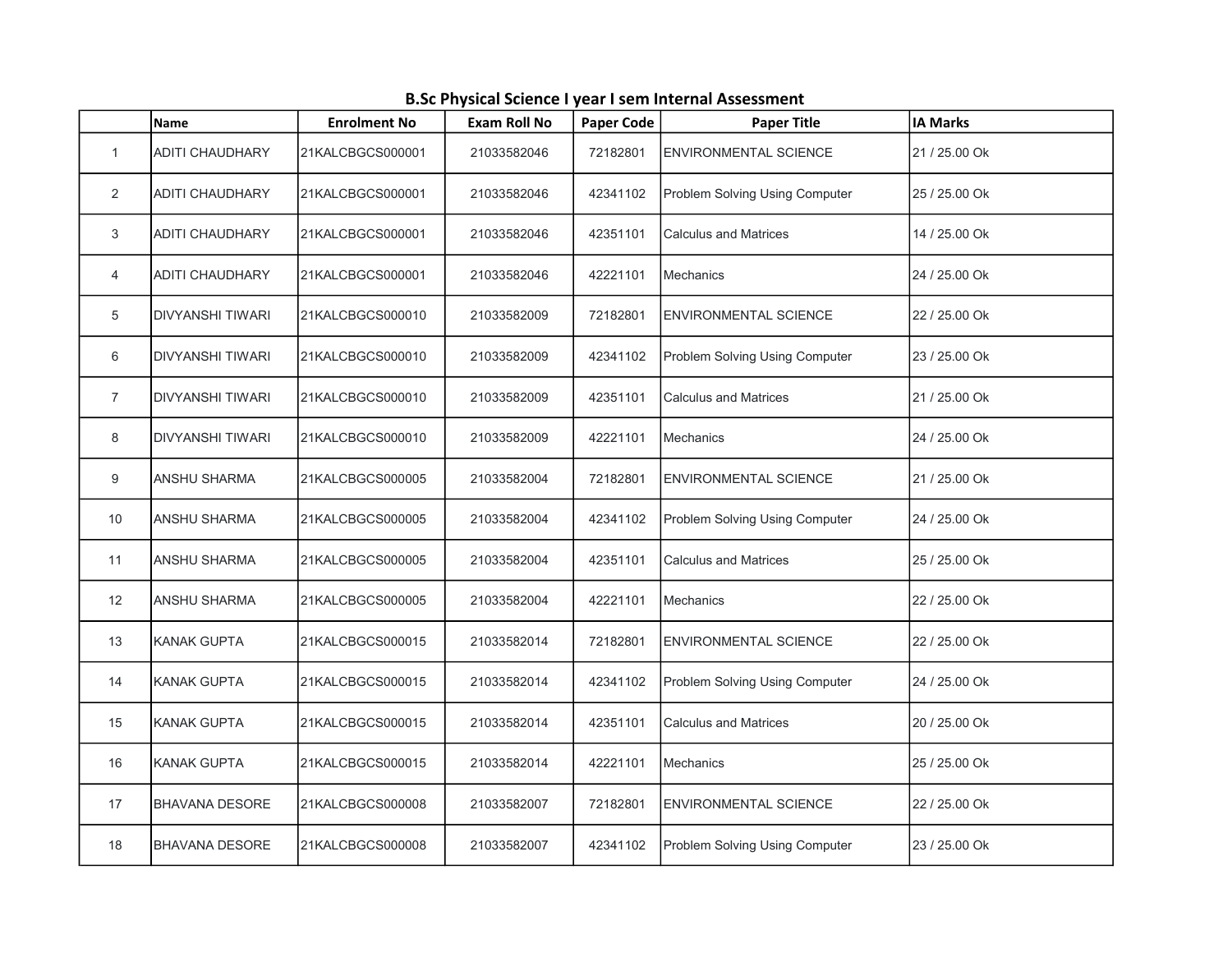## B.Sc Physical Science I year I sem Internal Assessment

| | Name | Enrolment No | Exam Roll No | Paper Code | Paper Title | IA Marks |
|---|---|---|---|---|---|---|
| 1 | ADITI CHAUDHARY | 21KALCBGCS000001 | 21033582046 | 72182801 | ENVIRONMENTAL SCIENCE | 21 / 25.00 Ok |
| 2 | ADITI CHAUDHARY | 21KALCBGCS000001 | 21033582046 | 42341102 | Problem Solving Using Computer | 25 / 25.00 Ok |
| 3 | ADITI CHAUDHARY | 21KALCBGCS000001 | 21033582046 | 42351101 | Calculus and Matrices | 14 / 25.00 Ok |
| 4 | ADITI CHAUDHARY | 21KALCBGCS000001 | 21033582046 | 42221101 | Mechanics | 24 / 25.00 Ok |
| 5 | DIVYANSHI TIWARI | 21KALCBGCS000010 | 21033582009 | 72182801 | ENVIRONMENTAL SCIENCE | 22 / 25.00 Ok |
| 6 | DIVYANSHI TIWARI | 21KALCBGCS000010 | 21033582009 | 42341102 | Problem Solving Using Computer | 23 / 25.00 Ok |
| 7 | DIVYANSHI TIWARI | 21KALCBGCS000010 | 21033582009 | 42351101 | Calculus and Matrices | 21 / 25.00 Ok |
| 8 | DIVYANSHI TIWARI | 21KALCBGCS000010 | 21033582009 | 42221101 | Mechanics | 24 / 25.00 Ok |
| 9 | ANSHU SHARMA | 21KALCBGCS000005 | 21033582004 | 72182801 | ENVIRONMENTAL SCIENCE | 21 / 25.00 Ok |
| 10 | ANSHU SHARMA | 21KALCBGCS000005 | 21033582004 | 42341102 | Problem Solving Using Computer | 24 / 25.00 Ok |
| 11 | ANSHU SHARMA | 21KALCBGCS000005 | 21033582004 | 42351101 | Calculus and Matrices | 25 / 25.00 Ok |
| 12 | ANSHU SHARMA | 21KALCBGCS000005 | 21033582004 | 42221101 | Mechanics | 22 / 25.00 Ok |
| 13 | KANAK GUPTA | 21KALCBGCS000015 | 21033582014 | 72182801 | ENVIRONMENTAL SCIENCE | 22 / 25.00 Ok |
| 14 | KANAK GUPTA | 21KALCBGCS000015 | 21033582014 | 42341102 | Problem Solving Using Computer | 24 / 25.00 Ok |
| 15 | KANAK GUPTA | 21KALCBGCS000015 | 21033582014 | 42351101 | Calculus and Matrices | 20 / 25.00 Ok |
| 16 | KANAK GUPTA | 21KALCBGCS000015 | 21033582014 | 42221101 | Mechanics | 25 / 25.00 Ok |
| 17 | BHAVANA DESORE | 21KALCBGCS000008 | 21033582007 | 72182801 | ENVIRONMENTAL SCIENCE | 22 / 25.00 Ok |
| 18 | BHAVANA DESORE | 21KALCBGCS000008 | 21033582007 | 42341102 | Problem Solving Using Computer | 23 / 25.00 Ok |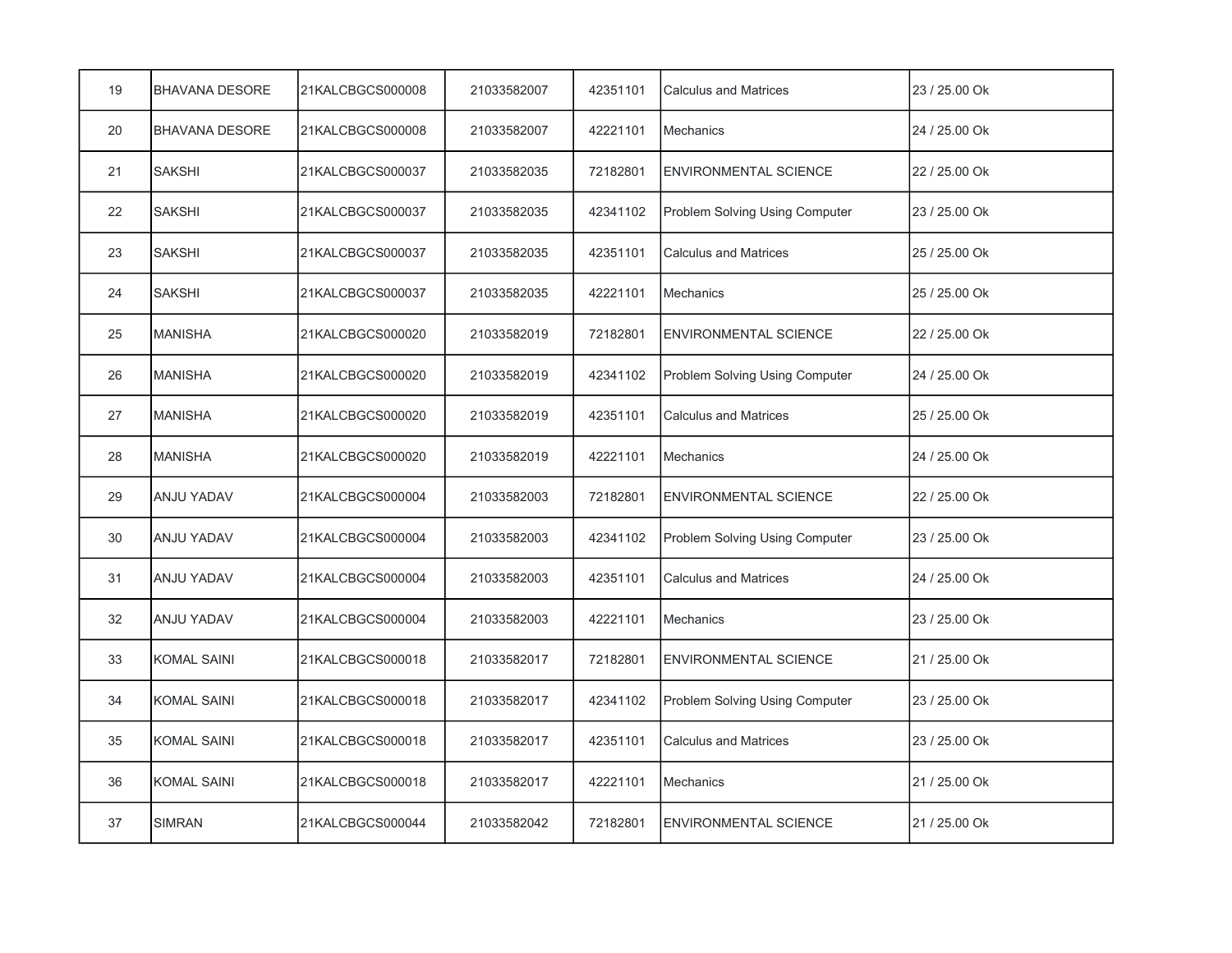| | | | | | | |
|---|---|---|---|---|---|---|
| 19 | BHAVANA DESORE | 21KALCBGCS000008 | 21033582007 | 42351101 | Calculus and Matrices | 23 / 25.00 Ok |
| 20 | BHAVANA DESORE | 21KALCBGCS000008 | 21033582007 | 42221101 | Mechanics | 24 / 25.00 Ok |
| 21 | SAKSHI | 21KALCBGCS000037 | 21033582035 | 72182801 | ENVIRONMENTAL SCIENCE | 22 / 25.00 Ok |
| 22 | SAKSHI | 21KALCBGCS000037 | 21033582035 | 42341102 | Problem Solving Using Computer | 23 / 25.00 Ok |
| 23 | SAKSHI | 21KALCBGCS000037 | 21033582035 | 42351101 | Calculus and Matrices | 25 / 25.00 Ok |
| 24 | SAKSHI | 21KALCBGCS000037 | 21033582035 | 42221101 | Mechanics | 25 / 25.00 Ok |
| 25 | MANISHA | 21KALCBGCS000020 | 21033582019 | 72182801 | ENVIRONMENTAL SCIENCE | 22 / 25.00 Ok |
| 26 | MANISHA | 21KALCBGCS000020 | 21033582019 | 42341102 | Problem Solving Using Computer | 24 / 25.00 Ok |
| 27 | MANISHA | 21KALCBGCS000020 | 21033582019 | 42351101 | Calculus and Matrices | 25 / 25.00 Ok |
| 28 | MANISHA | 21KALCBGCS000020 | 21033582019 | 42221101 | Mechanics | 24 / 25.00 Ok |
| 29 | ANJU YADAV | 21KALCBGCS000004 | 21033582003 | 72182801 | ENVIRONMENTAL SCIENCE | 22 / 25.00 Ok |
| 30 | ANJU YADAV | 21KALCBGCS000004 | 21033582003 | 42341102 | Problem Solving Using Computer | 23 / 25.00 Ok |
| 31 | ANJU YADAV | 21KALCBGCS000004 | 21033582003 | 42351101 | Calculus and Matrices | 24 / 25.00 Ok |
| 32 | ANJU YADAV | 21KALCBGCS000004 | 21033582003 | 42221101 | Mechanics | 23 / 25.00 Ok |
| 33 | KOMAL SAINI | 21KALCBGCS000018 | 21033582017 | 72182801 | ENVIRONMENTAL SCIENCE | 21 / 25.00 Ok |
| 34 | KOMAL SAINI | 21KALCBGCS000018 | 21033582017 | 42341102 | Problem Solving Using Computer | 23 / 25.00 Ok |
| 35 | KOMAL SAINI | 21KALCBGCS000018 | 21033582017 | 42351101 | Calculus and Matrices | 23 / 25.00 Ok |
| 36 | KOMAL SAINI | 21KALCBGCS000018 | 21033582017 | 42221101 | Mechanics | 21 / 25.00 Ok |
| 37 | SIMRAN | 21KALCBGCS000044 | 21033582042 | 72182801 | ENVIRONMENTAL SCIENCE | 21 / 25.00 Ok |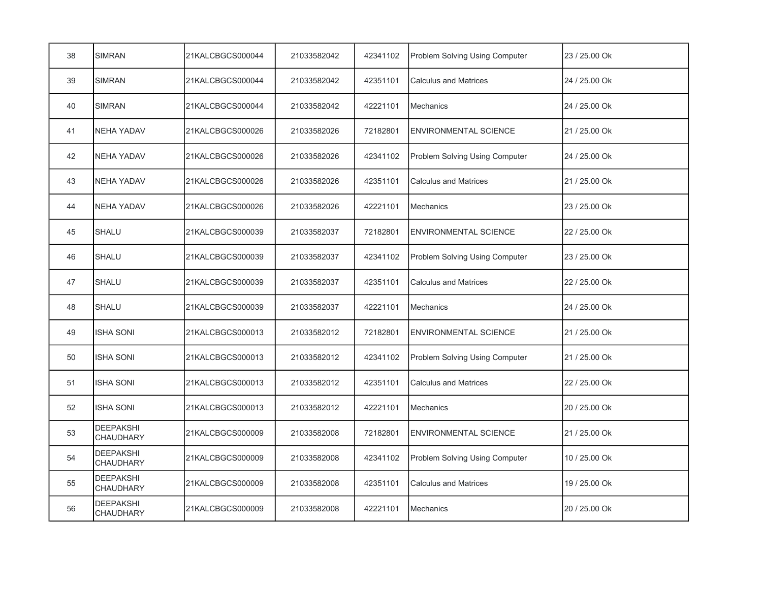| 38 | SIMRAN | 21KALCBGCS000044 | 21033582042 | 42341102 | Problem Solving Using Computer | 23 / 25.00 Ok |
|---|---|---|---|---|---|---|
| 39 | SIMRAN | 21KALCBGCS000044 | 21033582042 | 42351101 | Calculus and Matrices | 24 / 25.00 Ok |
| 40 | SIMRAN | 21KALCBGCS000044 | 21033582042 | 42221101 | Mechanics | 24 / 25.00 Ok |
| 41 | NEHA YADAV | 21KALCBGCS000026 | 21033582026 | 72182801 | ENVIRONMENTAL SCIENCE | 21 / 25.00 Ok |
| 42 | NEHA YADAV | 21KALCBGCS000026 | 21033582026 | 42341102 | Problem Solving Using Computer | 24 / 25.00 Ok |
| 43 | NEHA YADAV | 21KALCBGCS000026 | 21033582026 | 42351101 | Calculus and Matrices | 21 / 25.00 Ok |
| 44 | NEHA YADAV | 21KALCBGCS000026 | 21033582026 | 42221101 | Mechanics | 23 / 25.00 Ok |
| 45 | SHALU | 21KALCBGCS000039 | 21033582037 | 72182801 | ENVIRONMENTAL SCIENCE | 22 / 25.00 Ok |
| 46 | SHALU | 21KALCBGCS000039 | 21033582037 | 42341102 | Problem Solving Using Computer | 23 / 25.00 Ok |
| 47 | SHALU | 21KALCBGCS000039 | 21033582037 | 42351101 | Calculus and Matrices | 22 / 25.00 Ok |
| 48 | SHALU | 21KALCBGCS000039 | 21033582037 | 42221101 | Mechanics | 24 / 25.00 Ok |
| 49 | ISHA SONI | 21KALCBGCS000013 | 21033582012 | 72182801 | ENVIRONMENTAL SCIENCE | 21 / 25.00 Ok |
| 50 | ISHA SONI | 21KALCBGCS000013 | 21033582012 | 42341102 | Problem Solving Using Computer | 21 / 25.00 Ok |
| 51 | ISHA SONI | 21KALCBGCS000013 | 21033582012 | 42351101 | Calculus and Matrices | 22 / 25.00 Ok |
| 52 | ISHA SONI | 21KALCBGCS000013 | 21033582012 | 42221101 | Mechanics | 20 / 25.00 Ok |
| 53 | DEEPAKSHI CHAUDHARY | 21KALCBGCS000009 | 21033582008 | 72182801 | ENVIRONMENTAL SCIENCE | 21 / 25.00 Ok |
| 54 | DEEPAKSHI CHAUDHARY | 21KALCBGCS000009 | 21033582008 | 42341102 | Problem Solving Using Computer | 10 / 25.00 Ok |
| 55 | DEEPAKSHI CHAUDHARY | 21KALCBGCS000009 | 21033582008 | 42351101 | Calculus and Matrices | 19 / 25.00 Ok |
| 56 | DEEPAKSHI CHAUDHARY | 21KALCBGCS000009 | 21033582008 | 42221101 | Mechanics | 20 / 25.00 Ok |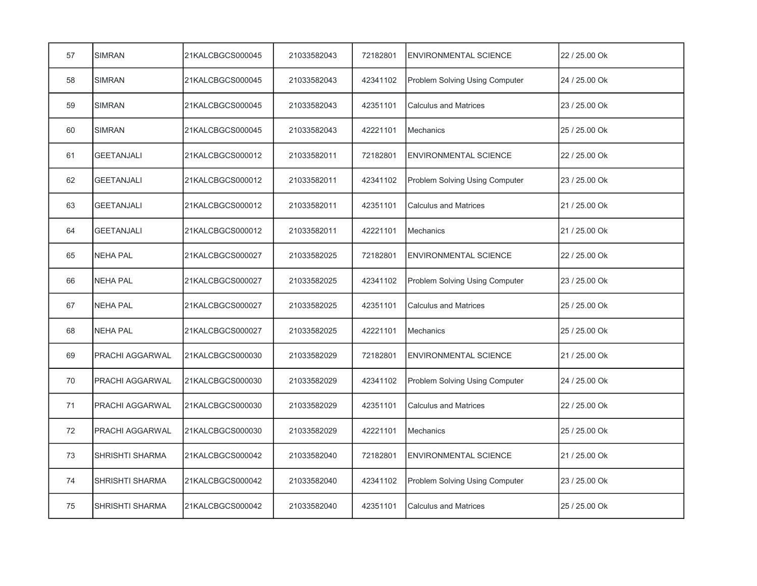| 57 | SIMRAN | 21KALCBGCS000045 | 21033582043 | 72182801 | ENVIRONMENTAL SCIENCE | 22 / 25.00 Ok |
|---|---|---|---|---|---|---|
| 58 | SIMRAN | 21KALCBGCS000045 | 21033582043 | 42341102 | Problem Solving Using Computer | 24 / 25.00 Ok |
| 59 | SIMRAN | 21KALCBGCS000045 | 21033582043 | 42351101 | Calculus and Matrices | 23 / 25.00 Ok |
| 60 | SIMRAN | 21KALCBGCS000045 | 21033582043 | 42221101 | Mechanics | 25 / 25.00 Ok |
| 61 | GEETANJALI | 21KALCBGCS000012 | 21033582011 | 72182801 | ENVIRONMENTAL SCIENCE | 22 / 25.00 Ok |
| 62 | GEETANJALI | 21KALCBGCS000012 | 21033582011 | 42341102 | Problem Solving Using Computer | 23 / 25.00 Ok |
| 63 | GEETANJALI | 21KALCBGCS000012 | 21033582011 | 42351101 | Calculus and Matrices | 21 / 25.00 Ok |
| 64 | GEETANJALI | 21KALCBGCS000012 | 21033582011 | 42221101 | Mechanics | 21 / 25.00 Ok |
| 65 | NEHA PAL | 21KALCBGCS000027 | 21033582025 | 72182801 | ENVIRONMENTAL SCIENCE | 22 / 25.00 Ok |
| 66 | NEHA PAL | 21KALCBGCS000027 | 21033582025 | 42341102 | Problem Solving Using Computer | 23 / 25.00 Ok |
| 67 | NEHA PAL | 21KALCBGCS000027 | 21033582025 | 42351101 | Calculus and Matrices | 25 / 25.00 Ok |
| 68 | NEHA PAL | 21KALCBGCS000027 | 21033582025 | 42221101 | Mechanics | 25 / 25.00 Ok |
| 69 | PRACHI AGGARWAL | 21KALCBGCS000030 | 21033582029 | 72182801 | ENVIRONMENTAL SCIENCE | 21 / 25.00 Ok |
| 70 | PRACHI AGGARWAL | 21KALCBGCS000030 | 21033582029 | 42341102 | Problem Solving Using Computer | 24 / 25.00 Ok |
| 71 | PRACHI AGGARWAL | 21KALCBGCS000030 | 21033582029 | 42351101 | Calculus and Matrices | 22 / 25.00 Ok |
| 72 | PRACHI AGGARWAL | 21KALCBGCS000030 | 21033582029 | 42221101 | Mechanics | 25 / 25.00 Ok |
| 73 | SHRISHTI SHARMA | 21KALCBGCS000042 | 21033582040 | 72182801 | ENVIRONMENTAL SCIENCE | 21 / 25.00 Ok |
| 74 | SHRISHTI SHARMA | 21KALCBGCS000042 | 21033582040 | 42341102 | Problem Solving Using Computer | 23 / 25.00 Ok |
| 75 | SHRISHTI SHARMA | 21KALCBGCS000042 | 21033582040 | 42351101 | Calculus and Matrices | 25 / 25.00 Ok |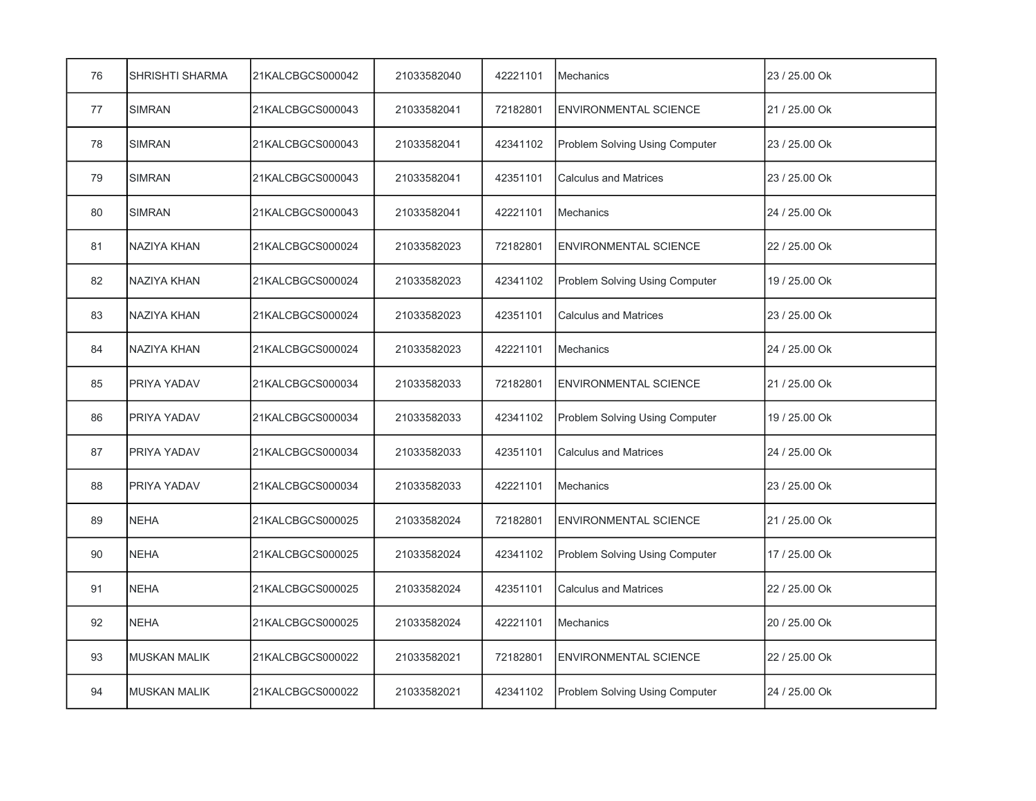| | | | | | | |
|---|---|---|---|---|---|---|
| 76 | SHRISHTI SHARMA | 21KALCBGCS000042 | 21033582040 | 42221101 | Mechanics | 23 / 25.00 Ok |
| 77 | SIMRAN | 21KALCBGCS000043 | 21033582041 | 72182801 | ENVIRONMENTAL SCIENCE | 21 / 25.00 Ok |
| 78 | SIMRAN | 21KALCBGCS000043 | 21033582041 | 42341102 | Problem Solving Using Computer | 23 / 25.00 Ok |
| 79 | SIMRAN | 21KALCBGCS000043 | 21033582041 | 42351101 | Calculus and Matrices | 23 / 25.00 Ok |
| 80 | SIMRAN | 21KALCBGCS000043 | 21033582041 | 42221101 | Mechanics | 24 / 25.00 Ok |
| 81 | NAZIYA KHAN | 21KALCBGCS000024 | 21033582023 | 72182801 | ENVIRONMENTAL SCIENCE | 22 / 25.00 Ok |
| 82 | NAZIYA KHAN | 21KALCBGCS000024 | 21033582023 | 42341102 | Problem Solving Using Computer | 19 / 25.00 Ok |
| 83 | NAZIYA KHAN | 21KALCBGCS000024 | 21033582023 | 42351101 | Calculus and Matrices | 23 / 25.00 Ok |
| 84 | NAZIYA KHAN | 21KALCBGCS000024 | 21033582023 | 42221101 | Mechanics | 24 / 25.00 Ok |
| 85 | PRIYA YADAV | 21KALCBGCS000034 | 21033582033 | 72182801 | ENVIRONMENTAL SCIENCE | 21 / 25.00 Ok |
| 86 | PRIYA YADAV | 21KALCBGCS000034 | 21033582033 | 42341102 | Problem Solving Using Computer | 19 / 25.00 Ok |
| 87 | PRIYA YADAV | 21KALCBGCS000034 | 21033582033 | 42351101 | Calculus and Matrices | 24 / 25.00 Ok |
| 88 | PRIYA YADAV | 21KALCBGCS000034 | 21033582033 | 42221101 | Mechanics | 23 / 25.00 Ok |
| 89 | NEHA | 21KALCBGCS000025 | 21033582024 | 72182801 | ENVIRONMENTAL SCIENCE | 21 / 25.00 Ok |
| 90 | NEHA | 21KALCBGCS000025 | 21033582024 | 42341102 | Problem Solving Using Computer | 17 / 25.00 Ok |
| 91 | NEHA | 21KALCBGCS000025 | 21033582024 | 42351101 | Calculus and Matrices | 22 / 25.00 Ok |
| 92 | NEHA | 21KALCBGCS000025 | 21033582024 | 42221101 | Mechanics | 20 / 25.00 Ok |
| 93 | MUSKAN MALIK | 21KALCBGCS000022 | 21033582021 | 72182801 | ENVIRONMENTAL SCIENCE | 22 / 25.00 Ok |
| 94 | MUSKAN MALIK | 21KALCBGCS000022 | 21033582021 | 42341102 | Problem Solving Using Computer | 24 / 25.00 Ok |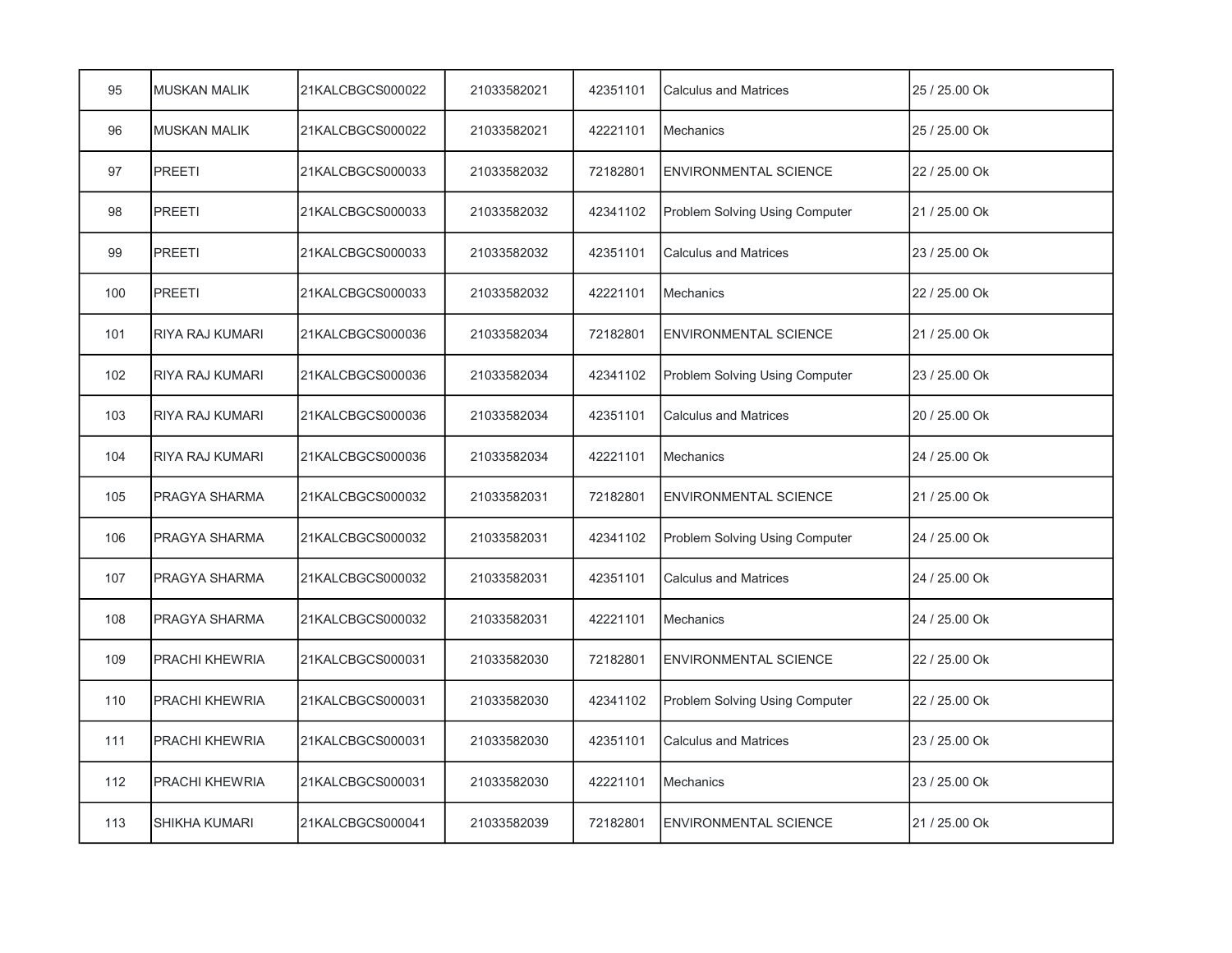| 95 | MUSKAN MALIK | 21KALCBGCS000022 | 21033582021 | 42351101 | Calculus and Matrices | 25 / 25.00 Ok |
|---|---|---|---|---|---|---|
| 96 | MUSKAN MALIK | 21KALCBGCS000022 | 21033582021 | 42221101 | Mechanics | 25 / 25.00 Ok |
| 97 | PREETI | 21KALCBGCS000033 | 21033582032 | 72182801 | ENVIRONMENTAL SCIENCE | 22 / 25.00 Ok |
| 98 | PREETI | 21KALCBGCS000033 | 21033582032 | 42341102 | Problem Solving Using Computer | 21 / 25.00 Ok |
| 99 | PREETI | 21KALCBGCS000033 | 21033582032 | 42351101 | Calculus and Matrices | 23 / 25.00 Ok |
| 100 | PREETI | 21KALCBGCS000033 | 21033582032 | 42221101 | Mechanics | 22 / 25.00 Ok |
| 101 | RIYA RAJ KUMARI | 21KALCBGCS000036 | 21033582034 | 72182801 | ENVIRONMENTAL SCIENCE | 21 / 25.00 Ok |
| 102 | RIYA RAJ KUMARI | 21KALCBGCS000036 | 21033582034 | 42341102 | Problem Solving Using Computer | 23 / 25.00 Ok |
| 103 | RIYA RAJ KUMARI | 21KALCBGCS000036 | 21033582034 | 42351101 | Calculus and Matrices | 20 / 25.00 Ok |
| 104 | RIYA RAJ KUMARI | 21KALCBGCS000036 | 21033582034 | 42221101 | Mechanics | 24 / 25.00 Ok |
| 105 | PRAGYA SHARMA | 21KALCBGCS000032 | 21033582031 | 72182801 | ENVIRONMENTAL SCIENCE | 21 / 25.00 Ok |
| 106 | PRAGYA SHARMA | 21KALCBGCS000032 | 21033582031 | 42341102 | Problem Solving Using Computer | 24 / 25.00 Ok |
| 107 | PRAGYA SHARMA | 21KALCBGCS000032 | 21033582031 | 42351101 | Calculus and Matrices | 24 / 25.00 Ok |
| 108 | PRAGYA SHARMA | 21KALCBGCS000032 | 21033582031 | 42221101 | Mechanics | 24 / 25.00 Ok |
| 109 | PRACHI KHEWRIA | 21KALCBGCS000031 | 21033582030 | 72182801 | ENVIRONMENTAL SCIENCE | 22 / 25.00 Ok |
| 110 | PRACHI KHEWRIA | 21KALCBGCS000031 | 21033582030 | 42341102 | Problem Solving Using Computer | 22 / 25.00 Ok |
| 111 | PRACHI KHEWRIA | 21KALCBGCS000031 | 21033582030 | 42351101 | Calculus and Matrices | 23 / 25.00 Ok |
| 112 | PRACHI KHEWRIA | 21KALCBGCS000031 | 21033582030 | 42221101 | Mechanics | 23 / 25.00 Ok |
| 113 | SHIKHA KUMARI | 21KALCBGCS000041 | 21033582039 | 72182801 | ENVIRONMENTAL SCIENCE | 21 / 25.00 Ok |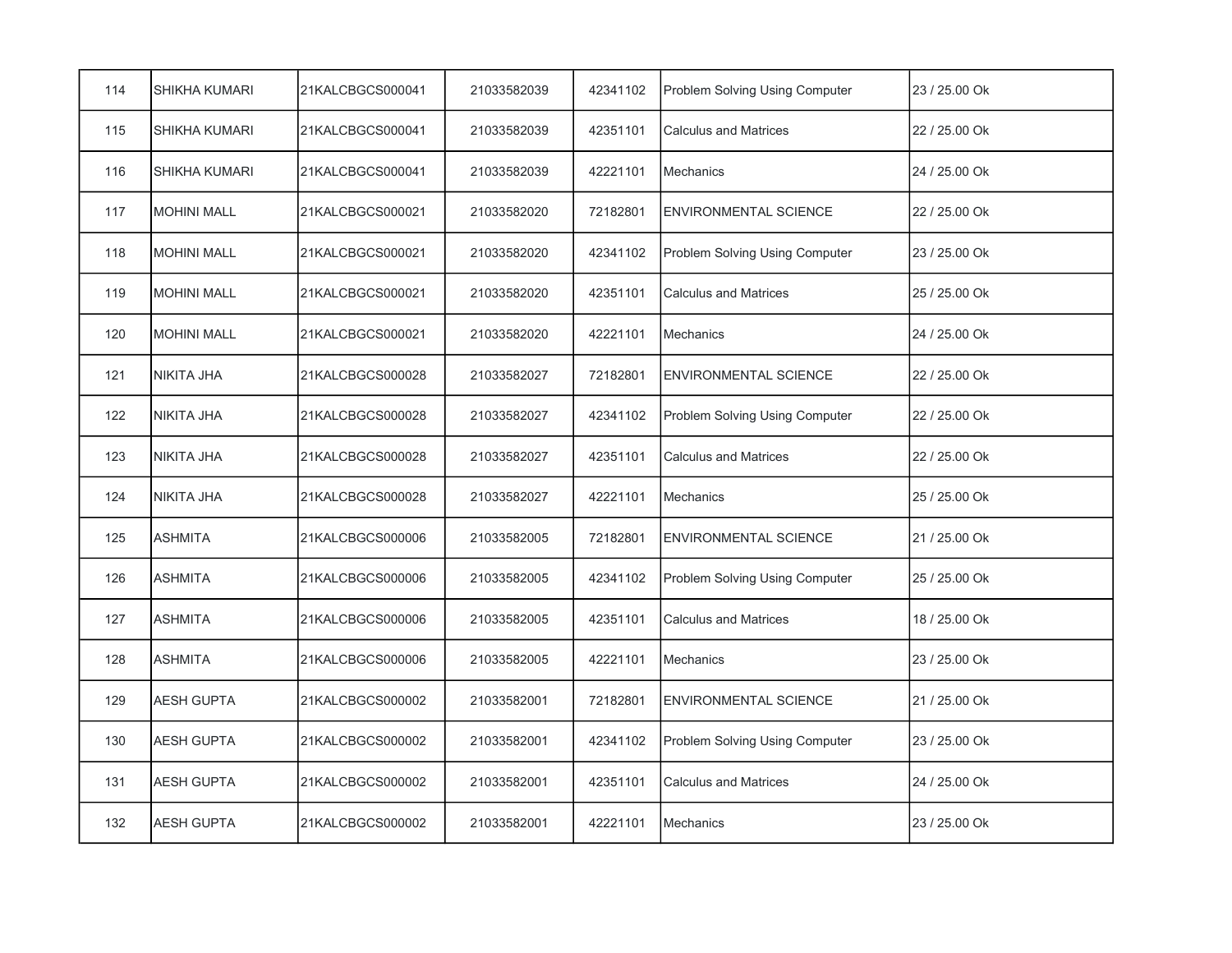| 114 | SHIKHA KUMARI | 21KALCBGCS000041 | 21033582039 | 42341102 | Problem Solving Using Computer | 23 / 25.00 Ok |
|---|---|---|---|---|---|---|
| 115 | SHIKHA KUMARI | 21KALCBGCS000041 | 21033582039 | 42351101 | Calculus and Matrices | 22 / 25.00 Ok |
| 116 | SHIKHA KUMARI | 21KALCBGCS000041 | 21033582039 | 42221101 | Mechanics | 24 / 25.00 Ok |
| 117 | MOHINI MALL | 21KALCBGCS000021 | 21033582020 | 72182801 | ENVIRONMENTAL SCIENCE | 22 / 25.00 Ok |
| 118 | MOHINI MALL | 21KALCBGCS000021 | 21033582020 | 42341102 | Problem Solving Using Computer | 23 / 25.00 Ok |
| 119 | MOHINI MALL | 21KALCBGCS000021 | 21033582020 | 42351101 | Calculus and Matrices | 25 / 25.00 Ok |
| 120 | MOHINI MALL | 21KALCBGCS000021 | 21033582020 | 42221101 | Mechanics | 24 / 25.00 Ok |
| 121 | NIKITA JHA | 21KALCBGCS000028 | 21033582027 | 72182801 | ENVIRONMENTAL SCIENCE | 22 / 25.00 Ok |
| 122 | NIKITA JHA | 21KALCBGCS000028 | 21033582027 | 42341102 | Problem Solving Using Computer | 22 / 25.00 Ok |
| 123 | NIKITA JHA | 21KALCBGCS000028 | 21033582027 | 42351101 | Calculus and Matrices | 22 / 25.00 Ok |
| 124 | NIKITA JHA | 21KALCBGCS000028 | 21033582027 | 42221101 | Mechanics | 25 / 25.00 Ok |
| 125 | ASHMITA | 21KALCBGCS000006 | 21033582005 | 72182801 | ENVIRONMENTAL SCIENCE | 21 / 25.00 Ok |
| 126 | ASHMITA | 21KALCBGCS000006 | 21033582005 | 42341102 | Problem Solving Using Computer | 25 / 25.00 Ok |
| 127 | ASHMITA | 21KALCBGCS000006 | 21033582005 | 42351101 | Calculus and Matrices | 18 / 25.00 Ok |
| 128 | ASHMITA | 21KALCBGCS000006 | 21033582005 | 42221101 | Mechanics | 23 / 25.00 Ok |
| 129 | AESH GUPTA | 21KALCBGCS000002 | 21033582001 | 72182801 | ENVIRONMENTAL SCIENCE | 21 / 25.00 Ok |
| 130 | AESH GUPTA | 21KALCBGCS000002 | 21033582001 | 42341102 | Problem Solving Using Computer | 23 / 25.00 Ok |
| 131 | AESH GUPTA | 21KALCBGCS000002 | 21033582001 | 42351101 | Calculus and Matrices | 24 / 25.00 Ok |
| 132 | AESH GUPTA | 21KALCBGCS000002 | 21033582001 | 42221101 | Mechanics | 23 / 25.00 Ok |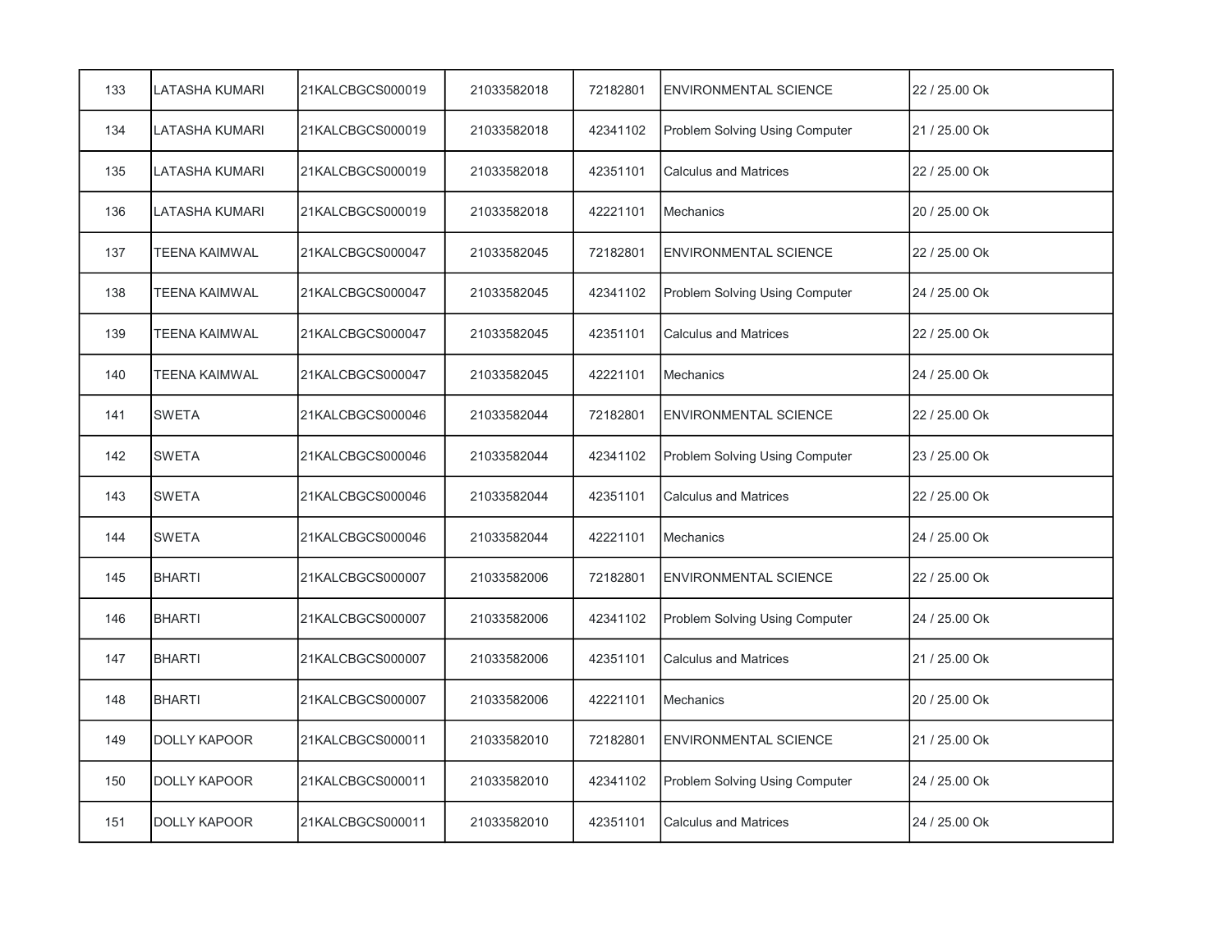| 133 | LATASHA KUMARI | 21KALCBGCS000019 | 21033582018 | 72182801 | ENVIRONMENTAL SCIENCE | 22 / 25.00 Ok |
|---|---|---|---|---|---|---|
| 134 | LATASHA KUMARI | 21KALCBGCS000019 | 21033582018 | 42341102 | Problem Solving Using Computer | 21 / 25.00 Ok |
| 135 | LATASHA KUMARI | 21KALCBGCS000019 | 21033582018 | 42351101 | Calculus and Matrices | 22 / 25.00 Ok |
| 136 | LATASHA KUMARI | 21KALCBGCS000019 | 21033582018 | 42221101 | Mechanics | 20 / 25.00 Ok |
| 137 | TEENA KAIMWAL | 21KALCBGCS000047 | 21033582045 | 72182801 | ENVIRONMENTAL SCIENCE | 22 / 25.00 Ok |
| 138 | TEENA KAIMWAL | 21KALCBGCS000047 | 21033582045 | 42341102 | Problem Solving Using Computer | 24 / 25.00 Ok |
| 139 | TEENA KAIMWAL | 21KALCBGCS000047 | 21033582045 | 42351101 | Calculus and Matrices | 22 / 25.00 Ok |
| 140 | TEENA KAIMWAL | 21KALCBGCS000047 | 21033582045 | 42221101 | Mechanics | 24 / 25.00 Ok |
| 141 | SWETA | 21KALCBGCS000046 | 21033582044 | 72182801 | ENVIRONMENTAL SCIENCE | 22 / 25.00 Ok |
| 142 | SWETA | 21KALCBGCS000046 | 21033582044 | 42341102 | Problem Solving Using Computer | 23 / 25.00 Ok |
| 143 | SWETA | 21KALCBGCS000046 | 21033582044 | 42351101 | Calculus and Matrices | 22 / 25.00 Ok |
| 144 | SWETA | 21KALCBGCS000046 | 21033582044 | 42221101 | Mechanics | 24 / 25.00 Ok |
| 145 | BHARTI | 21KALCBGCS000007 | 21033582006 | 72182801 | ENVIRONMENTAL SCIENCE | 22 / 25.00 Ok |
| 146 | BHARTI | 21KALCBGCS000007 | 21033582006 | 42341102 | Problem Solving Using Computer | 24 / 25.00 Ok |
| 147 | BHARTI | 21KALCBGCS000007 | 21033582006 | 42351101 | Calculus and Matrices | 21 / 25.00 Ok |
| 148 | BHARTI | 21KALCBGCS000007 | 21033582006 | 42221101 | Mechanics | 20 / 25.00 Ok |
| 149 | DOLLY KAPOOR | 21KALCBGCS000011 | 21033582010 | 72182801 | ENVIRONMENTAL SCIENCE | 21 / 25.00 Ok |
| 150 | DOLLY KAPOOR | 21KALCBGCS000011 | 21033582010 | 42341102 | Problem Solving Using Computer | 24 / 25.00 Ok |
| 151 | DOLLY KAPOOR | 21KALCBGCS000011 | 21033582010 | 42351101 | Calculus and Matrices | 24 / 25.00 Ok |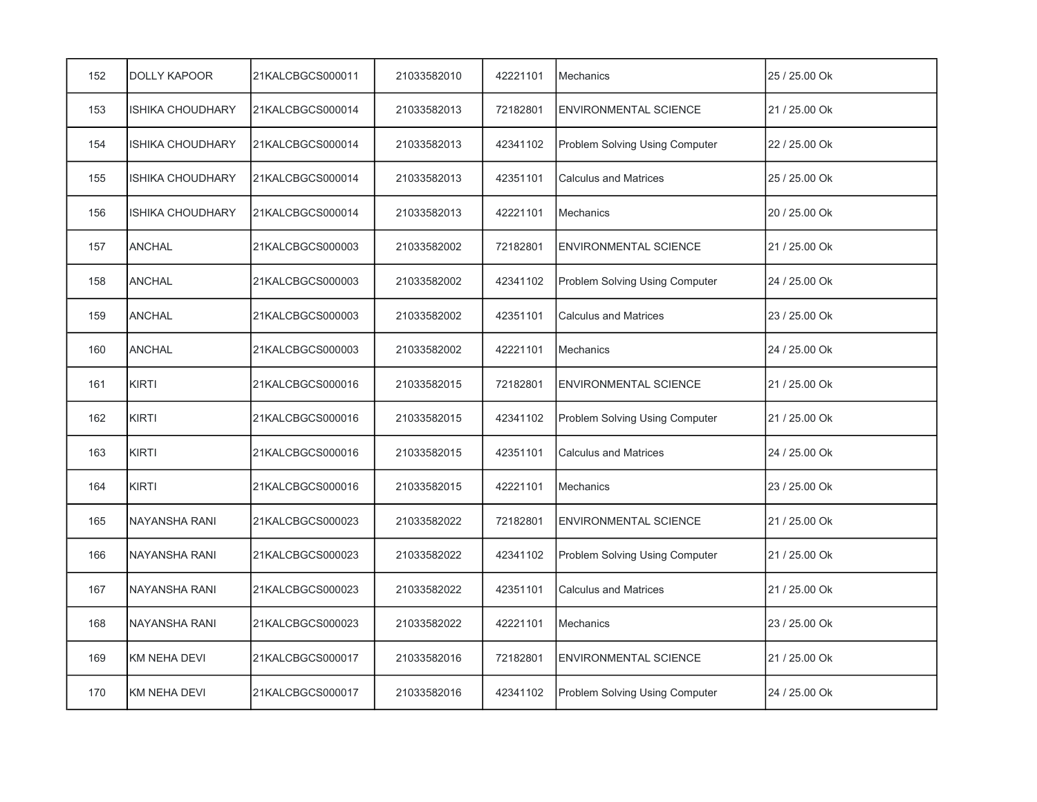| 152 | DOLLY KAPOOR | 21KALCBGCS000011 | 21033582010 | 42221101 | Mechanics | 25 / 25.00 Ok |
|---|---|---|---|---|---|---|
| 153 | ISHIKA CHOUDHARY | 21KALCBGCS000014 | 21033582013 | 72182801 | ENVIRONMENTAL SCIENCE | 21 / 25.00 Ok |
| 154 | ISHIKA CHOUDHARY | 21KALCBGCS000014 | 21033582013 | 42341102 | Problem Solving Using Computer | 22 / 25.00 Ok |
| 155 | ISHIKA CHOUDHARY | 21KALCBGCS000014 | 21033582013 | 42351101 | Calculus and Matrices | 25 / 25.00 Ok |
| 156 | ISHIKA CHOUDHARY | 21KALCBGCS000014 | 21033582013 | 42221101 | Mechanics | 20 / 25.00 Ok |
| 157 | ANCHAL | 21KALCBGCS000003 | 21033582002 | 72182801 | ENVIRONMENTAL SCIENCE | 21 / 25.00 Ok |
| 158 | ANCHAL | 21KALCBGCS000003 | 21033582002 | 42341102 | Problem Solving Using Computer | 24 / 25.00 Ok |
| 159 | ANCHAL | 21KALCBGCS000003 | 21033582002 | 42351101 | Calculus and Matrices | 23 / 25.00 Ok |
| 160 | ANCHAL | 21KALCBGCS000003 | 21033582002 | 42221101 | Mechanics | 24 / 25.00 Ok |
| 161 | KIRTI | 21KALCBGCS000016 | 21033582015 | 72182801 | ENVIRONMENTAL SCIENCE | 21 / 25.00 Ok |
| 162 | KIRTI | 21KALCBGCS000016 | 21033582015 | 42341102 | Problem Solving Using Computer | 21 / 25.00 Ok |
| 163 | KIRTI | 21KALCBGCS000016 | 21033582015 | 42351101 | Calculus and Matrices | 24 / 25.00 Ok |
| 164 | KIRTI | 21KALCBGCS000016 | 21033582015 | 42221101 | Mechanics | 23 / 25.00 Ok |
| 165 | NAYANSHA RANI | 21KALCBGCS000023 | 21033582022 | 72182801 | ENVIRONMENTAL SCIENCE | 21 / 25.00 Ok |
| 166 | NAYANSHA RANI | 21KALCBGCS000023 | 21033582022 | 42341102 | Problem Solving Using Computer | 21 / 25.00 Ok |
| 167 | NAYANSHA RANI | 21KALCBGCS000023 | 21033582022 | 42351101 | Calculus and Matrices | 21 / 25.00 Ok |
| 168 | NAYANSHA RANI | 21KALCBGCS000023 | 21033582022 | 42221101 | Mechanics | 23 / 25.00 Ok |
| 169 | KM NEHA DEVI | 21KALCBGCS000017 | 21033582016 | 72182801 | ENVIRONMENTAL SCIENCE | 21 / 25.00 Ok |
| 170 | KM NEHA DEVI | 21KALCBGCS000017 | 21033582016 | 42341102 | Problem Solving Using Computer | 24 / 25.00 Ok |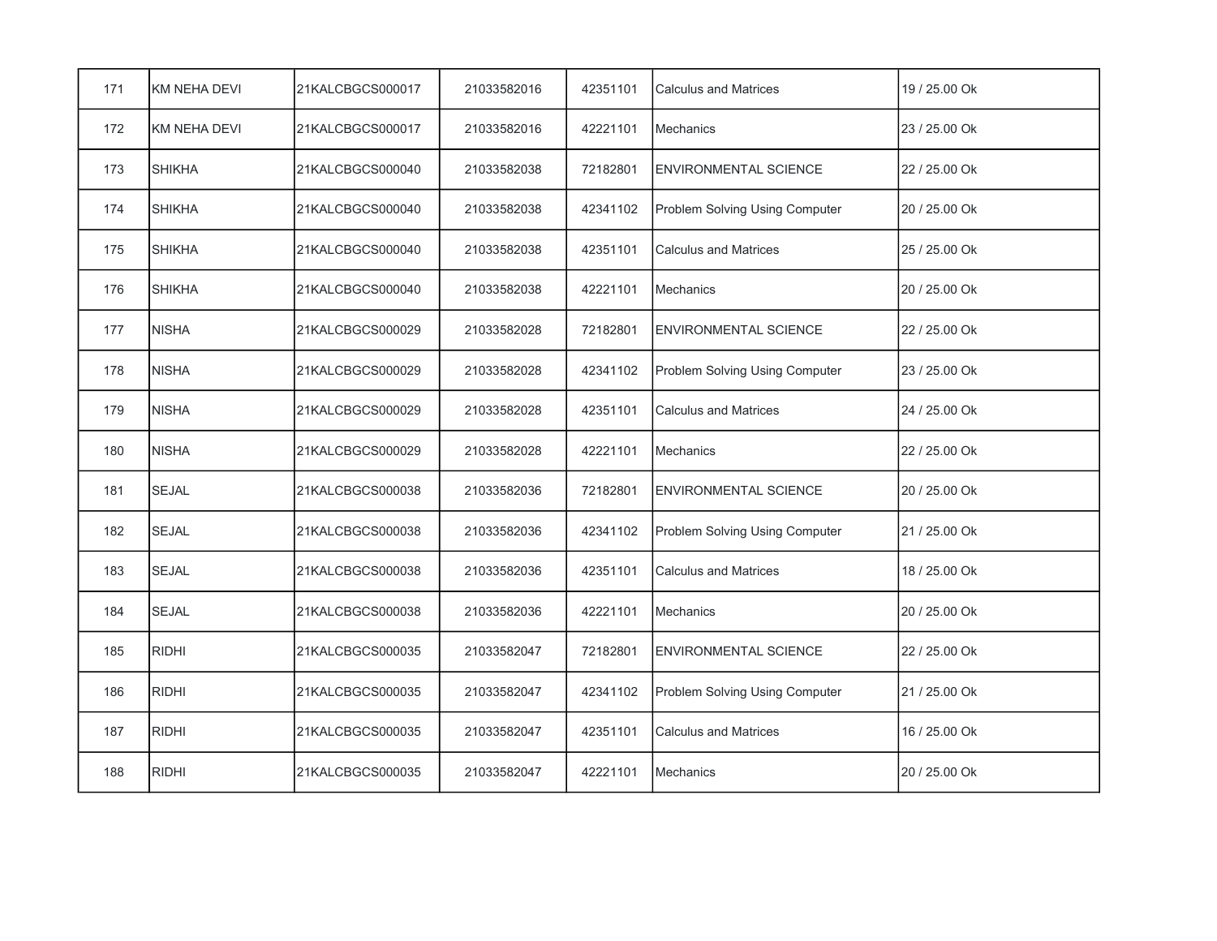| | | | | | | |
|---|---|---|---|---|---|---|
| 171 | KM NEHA DEVI | 21KALCBGCS000017 | 21033582016 | 42351101 | Calculus and Matrices | 19 / 25.00 Ok |
| 172 | KM NEHA DEVI | 21KALCBGCS000017 | 21033582016 | 42221101 | Mechanics | 23 / 25.00 Ok |
| 173 | SHIKHA | 21KALCBGCS000040 | 21033582038 | 72182801 | ENVIRONMENTAL SCIENCE | 22 / 25.00 Ok |
| 174 | SHIKHA | 21KALCBGCS000040 | 21033582038 | 42341102 | Problem Solving Using Computer | 20 / 25.00 Ok |
| 175 | SHIKHA | 21KALCBGCS000040 | 21033582038 | 42351101 | Calculus and Matrices | 25 / 25.00 Ok |
| 176 | SHIKHA | 21KALCBGCS000040 | 21033582038 | 42221101 | Mechanics | 20 / 25.00 Ok |
| 177 | NISHA | 21KALCBGCS000029 | 21033582028 | 72182801 | ENVIRONMENTAL SCIENCE | 22 / 25.00 Ok |
| 178 | NISHA | 21KALCBGCS000029 | 21033582028 | 42341102 | Problem Solving Using Computer | 23 / 25.00 Ok |
| 179 | NISHA | 21KALCBGCS000029 | 21033582028 | 42351101 | Calculus and Matrices | 24 / 25.00 Ok |
| 180 | NISHA | 21KALCBGCS000029 | 21033582028 | 42221101 | Mechanics | 22 / 25.00 Ok |
| 181 | SEJAL | 21KALCBGCS000038 | 21033582036 | 72182801 | ENVIRONMENTAL SCIENCE | 20 / 25.00 Ok |
| 182 | SEJAL | 21KALCBGCS000038 | 21033582036 | 42341102 | Problem Solving Using Computer | 21 / 25.00 Ok |
| 183 | SEJAL | 21KALCBGCS000038 | 21033582036 | 42351101 | Calculus and Matrices | 18 / 25.00 Ok |
| 184 | SEJAL | 21KALCBGCS000038 | 21033582036 | 42221101 | Mechanics | 20 / 25.00 Ok |
| 185 | RIDHI | 21KALCBGCS000035 | 21033582047 | 72182801 | ENVIRONMENTAL SCIENCE | 22 / 25.00 Ok |
| 186 | RIDHI | 21KALCBGCS000035 | 21033582047 | 42341102 | Problem Solving Using Computer | 21 / 25.00 Ok |
| 187 | RIDHI | 21KALCBGCS000035 | 21033582047 | 42351101 | Calculus and Matrices | 16 / 25.00 Ok |
| 188 | RIDHI | 21KALCBGCS000035 | 21033582047 | 42221101 | Mechanics | 20 / 25.00 Ok |